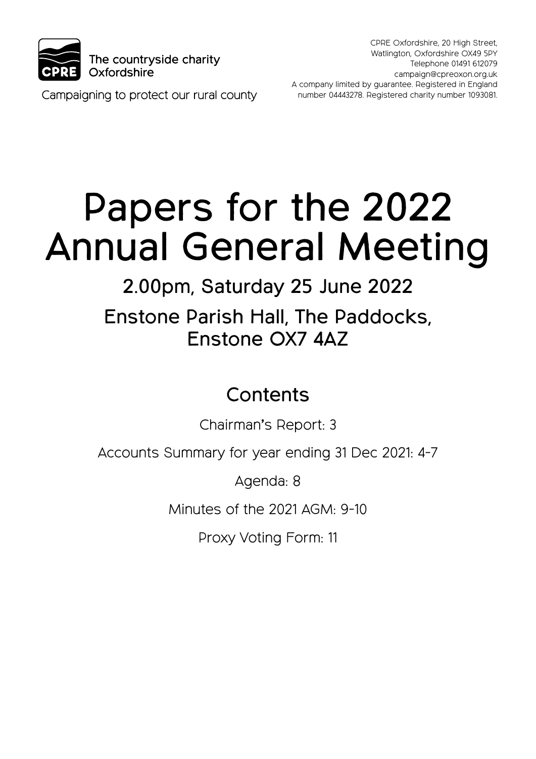The countryside charity
Oxfordshire

Campaigning to protect our rural county

CPRE Oxfordshire, 20 High Street,
Watlington, Oxfordshire OX49 5PY
Telephone 01491 612079
campaign@cpreoxon.org.uk
A company limited by guarantee. Registered in England number 04443278. Registered charity number 1093081.

# Papers for the 2022 Annual General Meeting

## 2.00pm, Saturday 25 June 2022

## Enstone Parish Hall, The Paddocks, Enstone OX7 4AZ

## Contents

Chairman's Report: 3

Accounts Summary for year ending 31 Dec 2021: 4-7

Agenda: 8

Minutes of the 2021 AGM: 9-10

Proxy Voting Form: 11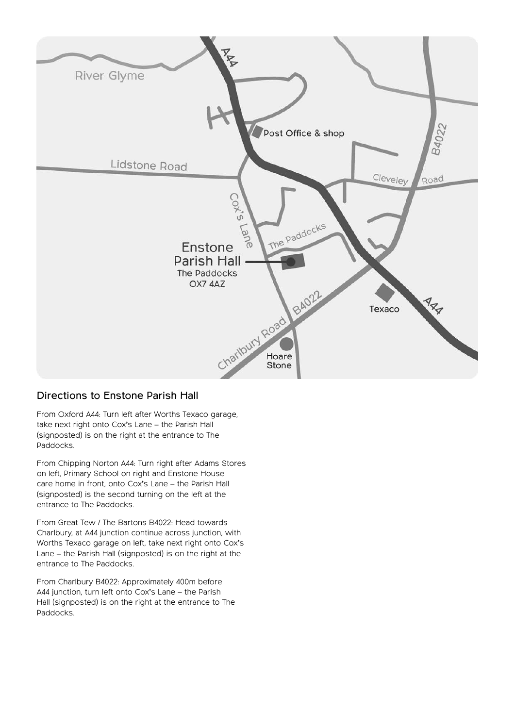## Directions to Enstone Parish Hall

From Oxford A44: Turn left after Worths Texaco garage, take next right onto Cox's Lane – the Parish Hall (signposted) is on the right at the entrance to The Paddocks.

From Chipping Norton A44: Turn right after Adams Stores on left, Primary School on right and Enstone House care home in front, onto Cox's Lane – the Parish Hall (signposted) is the second turning on the left at the entrance to The Paddocks.

From Great Tew / The Bartons B4022: Head towards Charlbury, at A44 junction continue across junction, with Worths Texaco garage on left, take next right onto Cox's Lane – the Parish Hall (signposted) is on the right at the entrance to The Paddocks.

From Charlbury B4022: Approximately 400m before A44 junction, turn left onto Cox's Lane – the Parish Hall (signposted) is on the right at the entrance to The Paddocks.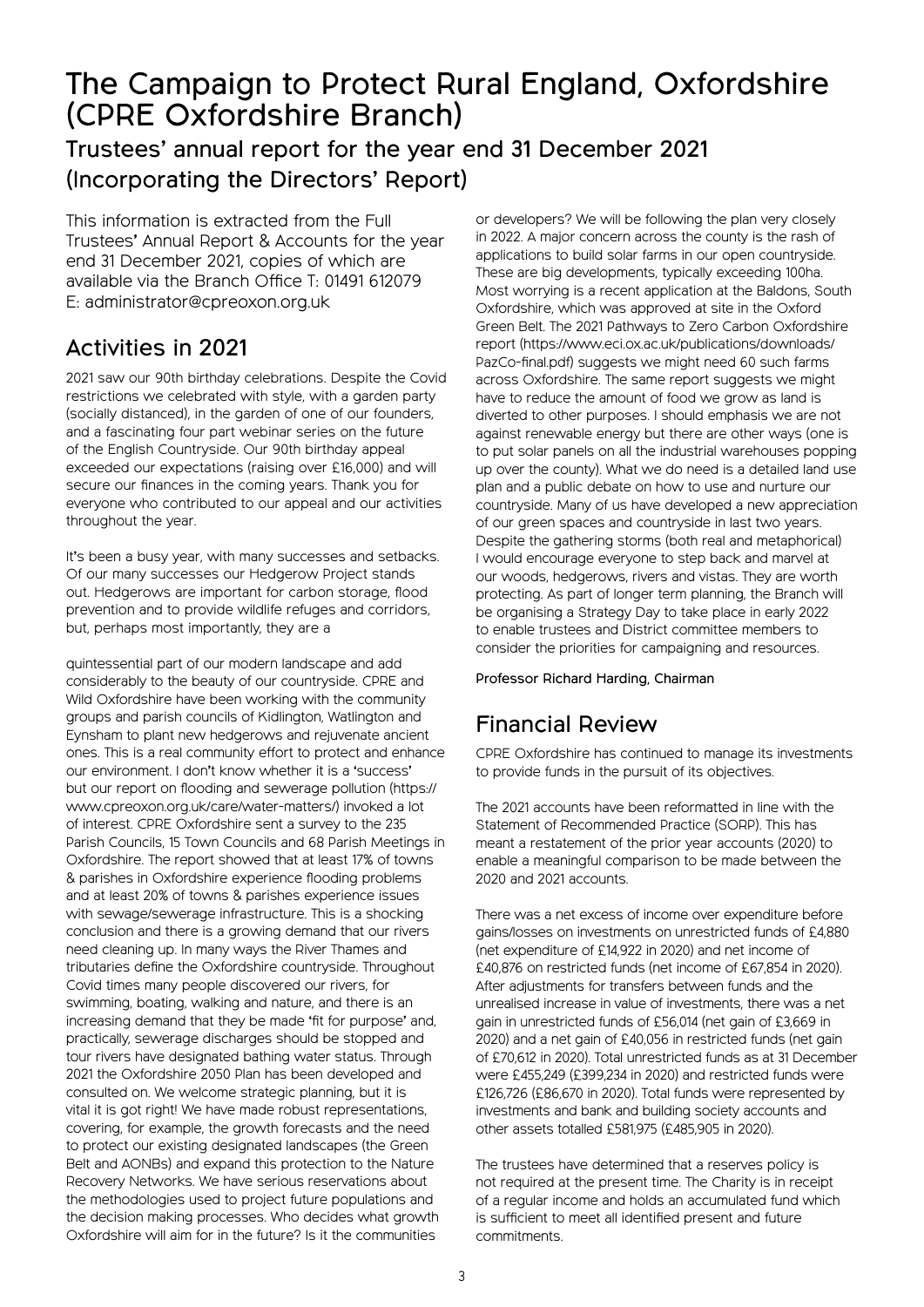# The Campaign to Protect Rural England, Oxfordshire (CPRE Oxfordshire Branch)

## Trustees' annual report for the year end 31 December 2021 (Incorporating the Directors' Report)

This information is extracted from the Full Trustees' Annual Report & Accounts for the year end 31 December 2021, copies of which are available via the Branch Office T: 01491 612079 E: administrator@cpreoxon.org.uk

## Activities in 2021

2021 saw our 90th birthday celebrations. Despite the Covid restrictions we celebrated with style, with a garden party (socially distanced), in the garden of one of our founders, and a fascinating four part webinar series on the future of the English Countryside. Our 90th birthday appeal exceeded our expectations (raising over £16,000) and will secure our finances in the coming years. Thank you for everyone who contributed to our appeal and our activities throughout the year.

It's been a busy year, with many successes and setbacks. Of our many successes our Hedgerow Project stands out. Hedgerows are important for carbon storage, flood prevention and to provide wildlife refuges and corridors, but, perhaps most importantly, they are a quintessential part of our modern landscape and add considerably to the beauty of our countryside. CPRE and Wild Oxfordshire have been working with the community groups and parish councils of Kidlington, Watlington and Eynsham to plant new hedgerows and rejuvenate ancient ones. This is a real community effort to protect and enhance our environment. I don't know whether it is a 'success' but our report on flooding and sewerage pollution (https://www.cpreoxon.org.uk/care/water-matters/) invoked a lot of interest. CPRE Oxfordshire sent a survey to the 235 Parish Councils, 15 Town Councils and 68 Parish Meetings in Oxfordshire. The report showed that at least 17% of towns & parishes in Oxfordshire experience flooding problems and at least 20% of towns & parishes experience issues with sewage/sewerage infrastructure. This is a shocking conclusion and there is a growing demand that our rivers need cleaning up. In many ways the River Thames and tributaries define the Oxfordshire countryside. Throughout Covid times many people discovered our rivers, for swimming, boating, walking and nature, and there is an increasing demand that they be made "fit for purpose" and, practically, sewerage discharges should be stopped and tour rivers have designated bathing water status. Through 2021 the Oxfordshire 2050 Plan has been developed and consulted on. We welcome strategic planning, but it is vital it is got right! We have made robust representations, covering, for example, the growth forecasts and the need to protect our existing designated landscapes (the Green Belt and AONBs) and expand this protection to the Nature Recovery Networks. We have serious reservations about the methodologies used to project future populations and the decision making processes. Who decides what growth Oxfordshire will aim for in the future? Is it the communities or developers? We will be following the plan very closely in 2022. A major concern across the county is the rash of applications to build solar farms in our open countryside. These are big developments, typically exceeding 100ha. Most worrying is a recent application at the Baldons, South Oxfordshire, which was approved at site in the Oxford Green Belt. The 2021 Pathways to Zero Carbon Oxfordshire report (https://www.eci.ox.ac.uk/publications/downloads/PazCo-final.pdf) suggests we might need 60 such farms across Oxfordshire. The same report suggests we might have to reduce the amount of food we grow as land is diverted to other purposes. I should emphasis we are not against renewable energy but there are other ways (one is to put solar panels on all the industrial warehouses popping up over the county). What we do need is a detailed land use plan and a public debate on how to use and nurture our countryside. Many of us have developed a new appreciation of our green spaces and countryside in last two years. Despite the gathering storms (both real and metaphorical) I would encourage everyone to step back and marvel at our woods, hedgerows, rivers and vistas. They are worth protecting. As part of longer term planning, the Branch will be organising a Strategy Day to take place in early 2022 to enable trustees and District committee members to consider the priorities for campaigning and resources.

**Professor Richard Harding, Chairman**

## Financial Review

CPRE Oxfordshire has continued to manage its investments to provide funds in the pursuit of its objectives.

The 2021 accounts have been reformatted in line with the Statement of Recommended Practice (SORP). This has meant a restatement of the prior year accounts (2020) to enable a meaningful comparison to be made between the 2020 and 2021 accounts.

There was a net excess of income over expenditure before gains/losses on investments on unrestricted funds of £4,880 (net expenditure of £14,922 in 2020) and net income of £40,876 on restricted funds (net income of £67,854 in 2020). After adjustments for transfers between funds and the unrealised increase in value of investments, there was a net gain in unrestricted funds of £56,014 (net gain of £3,669 in 2020) and a net gain of £40,056 in restricted funds (net gain of £70,612 in 2020). Total unrestricted funds as at 31 December were £455,249 (£399,234 in 2020) and restricted funds were £126,726 (£86,670 in 2020). Total funds were represented by investments and bank and building society accounts and other assets totalled £581,975 (£485,905 in 2020).

The trustees have determined that a reserves policy is not required at the present time. The Charity is in receipt of a regular income and holds an accumulated fund which is sufficient to meet all identified present and future commitments.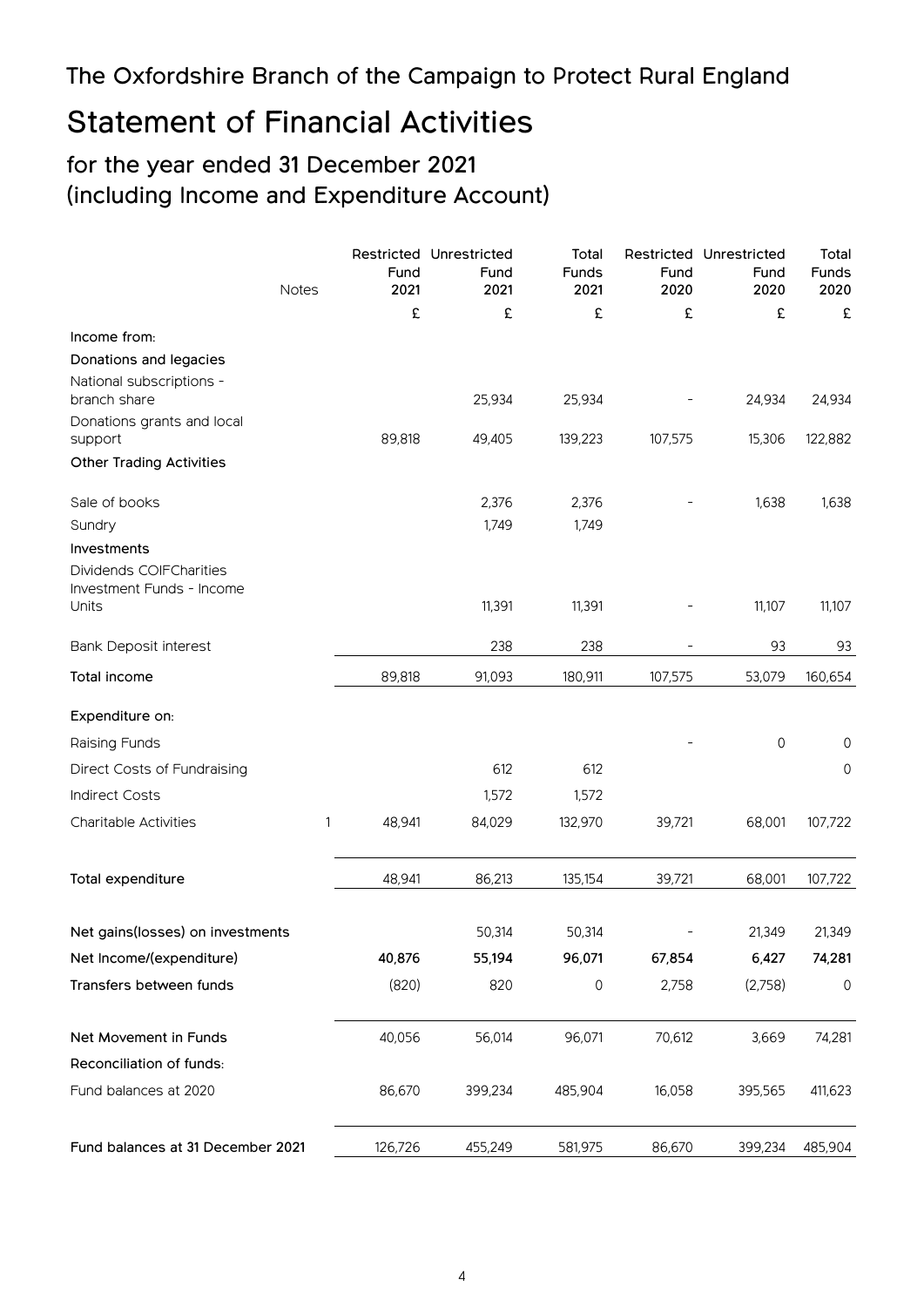# The Oxfordshire Branch of the Campaign to Protect Rural England

# Statement of Financial Activities

## for the year ended 31 December 2021 (including Income and Expenditure Account)

| | Notes | Restricted Fund 2021 | Unrestricted Fund 2021 | Total Funds 2021 | Restricted Fund 2020 | Unrestricted Fund 2020 | Total Funds 2020 |
|---|---|---|---|---|---|---|---|
| | | £ | £ | £ | £ | £ | £ |
| **Income from:** | | | | | | | |
| **Donations and legacies** | | | | | | | |
| National subscriptions - branch share | | | 25,934 | 25,934 | - | 24,934 | 24,934 |
| Donations grants and local support | | 89,818 | 49,405 | 139,223 | 107,575 | 15,306 | 122,882 |
| **Other Trading Activities** | | | | | | | |
| Sale of books | | | 2,376 | 2,376 | - | 1,638 | 1,638 |
| Sundry | | | 1,749 | 1,749 | | | |
| **Investments** | | | | | | | |
| Dividends COIFCharities Investment Funds - Income Units | | | 11,391 | 11,391 | - | 11,107 | 11,107 |
| Bank Deposit interest | | | 238 | 238 | - | 93 | 93 |
| **Total income** | | 89,818 | 91,093 | 180,911 | 107,575 | 53,079 | 160,654 |
| **Expenditure on:** | | | | | | | |
| Raising Funds | | | | | - | 0 | 0 |
| Direct Costs of Fundraising | | | 612 | 612 | | | 0 |
| Indirect Costs | | | 1,572 | 1,572 | | | |
| Charitable Activities | 1 | 48,941 | 84,029 | 132,970 | 39,721 | 68,001 | 107,722 |
| **Total expenditure** | | 48,941 | 86,213 | 135,154 | 39,721 | 68,001 | 107,722 |
| **Net gains(losses) on investments** | | | 50,314 | 50,314 | - | 21,349 | 21,349 |
| **Net Income/(expenditure)** | | **40,876** | **55,194** | **96,071** | **67,854** | **6,427** | **74,281** |
| **Transfers between funds** | | (820) | 820 | 0 | 2,758 | (2,758) | 0 |
| **Net Movement in Funds** | | 40,056 | 56,014 | 96,071 | 70,612 | 3,669 | 74,281 |
| **Reconciliation of funds:** | | | | | | | |
| Fund balances at 2020 | | 86,670 | 399,234 | 485,904 | 16,058 | 395,565 | 411,623 |
| **Fund balances at 31 December 2021** | | 126,726 | 455,249 | 581,975 | 86,670 | 399,234 | 485,904 |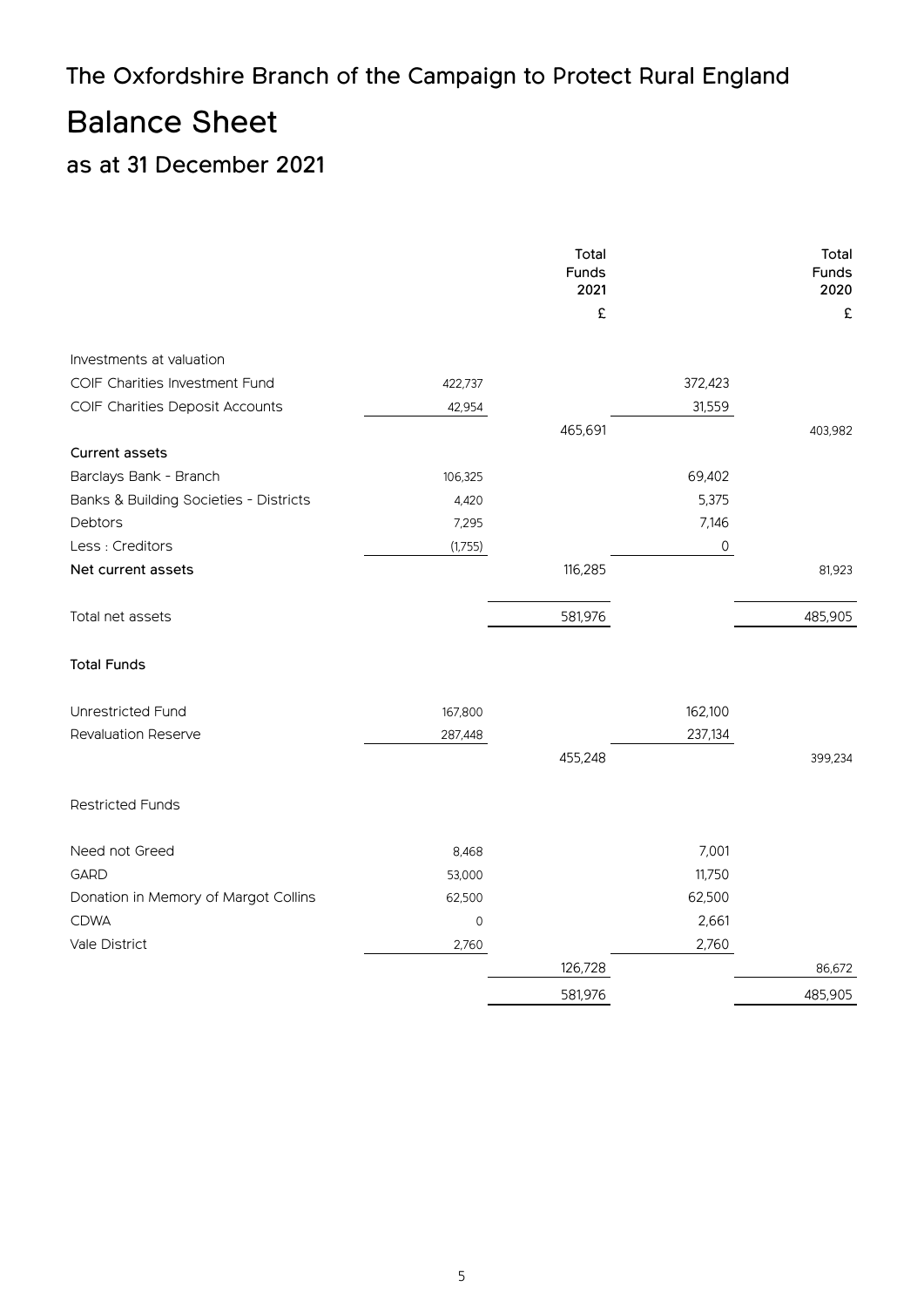# The Oxfordshire Branch of the Campaign to Protect Rural England

## Balance Sheet

### as at 31 December 2021

| | | Total Funds 2021 | | Total Funds 2020 |
|---|---|---|---|---|
| | | £ | | £ |
| Investments at valuation | | | | |
| COIF Charities Investment Fund | 422,737 | | 372,423 | |
| COIF Charities Deposit Accounts | 42,954 | | 31,559 | |
| | | 465,691 | | 403,982 |
| **Current assets** | | | | |
| Barclays Bank - Branch | 106,325 | | 69,402 | |
| Banks & Building Societies - Districts | 4,420 | | 5,375 | |
| Debtors | 7,295 | | 7,146 | |
| Less : Creditors | (1,755) | | 0 | |
| **Net current assets** | | 116,285 | | 81,923 |
| Total net assets | | 581,976 | | 485,905 |
| **Total Funds** | | | | |
| Unrestricted Fund | 167,800 | | 162,100 | |
| Revaluation Reserve | 287,448 | | 237,134 | |
| | | 455,248 | | 399,234 |
| Restricted Funds | | | | |
| Need not Greed | 8,468 | | 7,001 | |
| GARD | 53,000 | | 11,750 | |
| Donation in Memory of Margot Collins | 62,500 | | 62,500 | |
| CDWA | 0 | | 2,661 | |
| Vale District | 2,760 | | 2,760 | |
| | | 126,728 | | 86,672 |
| | | 581,976 | | 485,905 |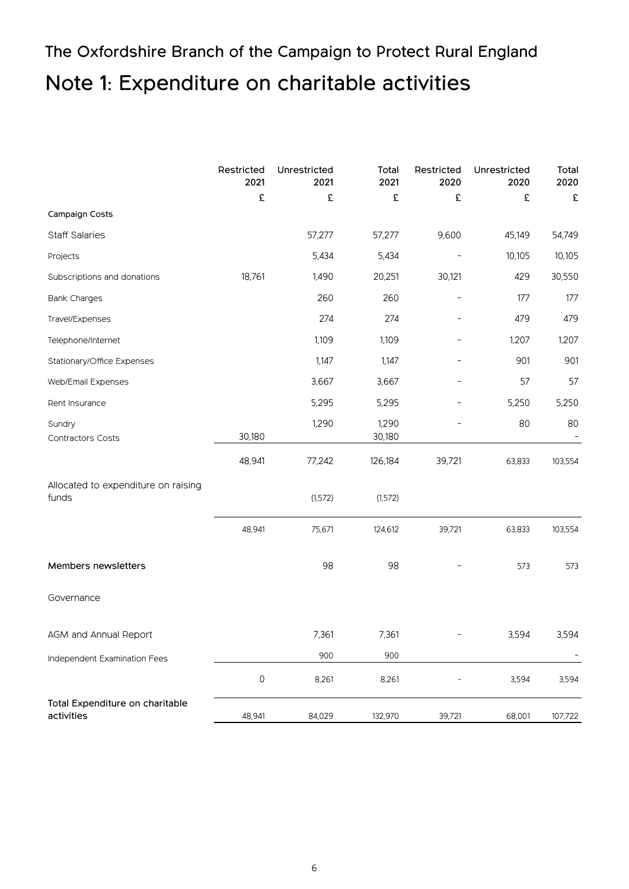The Oxfordshire Branch of the Campaign to Protect Rural England

# Note 1: Expenditure on charitable activities

| | Restricted 2021 | Unrestricted 2021 | Total 2021 | Restricted 2020 | Unrestricted 2020 | Total 2020 |
|---|---|---|---|---|---|---|
| | £ | £ | £ | £ | £ | £ |
| **Campaign Costs** | | | | | | |
| Staff Salaries | | 57,277 | 57,277 | 9,600 | 45,149 | 54,749 |
| Projects | | 5,434 | 5,434 | - | 10,105 | 10,105 |
| Subscriptions and donations | 18,761 | 1,490 | 20,251 | 30,121 | 429 | 30,550 |
| Bank Charges | | 260 | 260 | - | 177 | 177 |
| Travel/Expenses | | 274 | 274 | - | 479 | 479 |
| Telephone/Internet | | 1,109 | 1,109 | - | 1,207 | 1,207 |
| Stationary/Office Expenses | | 1,147 | 1,147 | - | 901 | 901 |
| Web/Email Expenses | | 3,667 | 3,667 | - | 57 | 57 |
| Rent Insurance | | 5,295 | 5,295 | - | 5,250 | 5,250 |
| Sundry | | 1,290 | 1,290 | - | 80 | 80 |
| Contractors Costs | 30,180 | | 30,180 | | | - |
| | 48,941 | 77,242 | 126,184 | 39,721 | 63,833 | 103,554 |
| Allocated to expenditure on raising funds | | (1,572) | (1,572) | | | |
| | 48,941 | 75,671 | 124,612 | 39,721 | 63,833 | 103,554 |
| **Members newsletters** | | 98 | 98 | - | 573 | 573 |
| Governance | | | | | | |
| AGM and Annual Report | | 7,361 | 7,361 | - | 3,594 | 3,594 |
| Independent Examination Fees | | 900 | 900 | | | - |
| | 0 | 8,261 | 8,261 | - | 3,594 | 3,594 |
| **Total Expenditure on charitable activities** | 48,941 | 84,029 | 132,970 | 39,721 | 68,001 | 107,722 |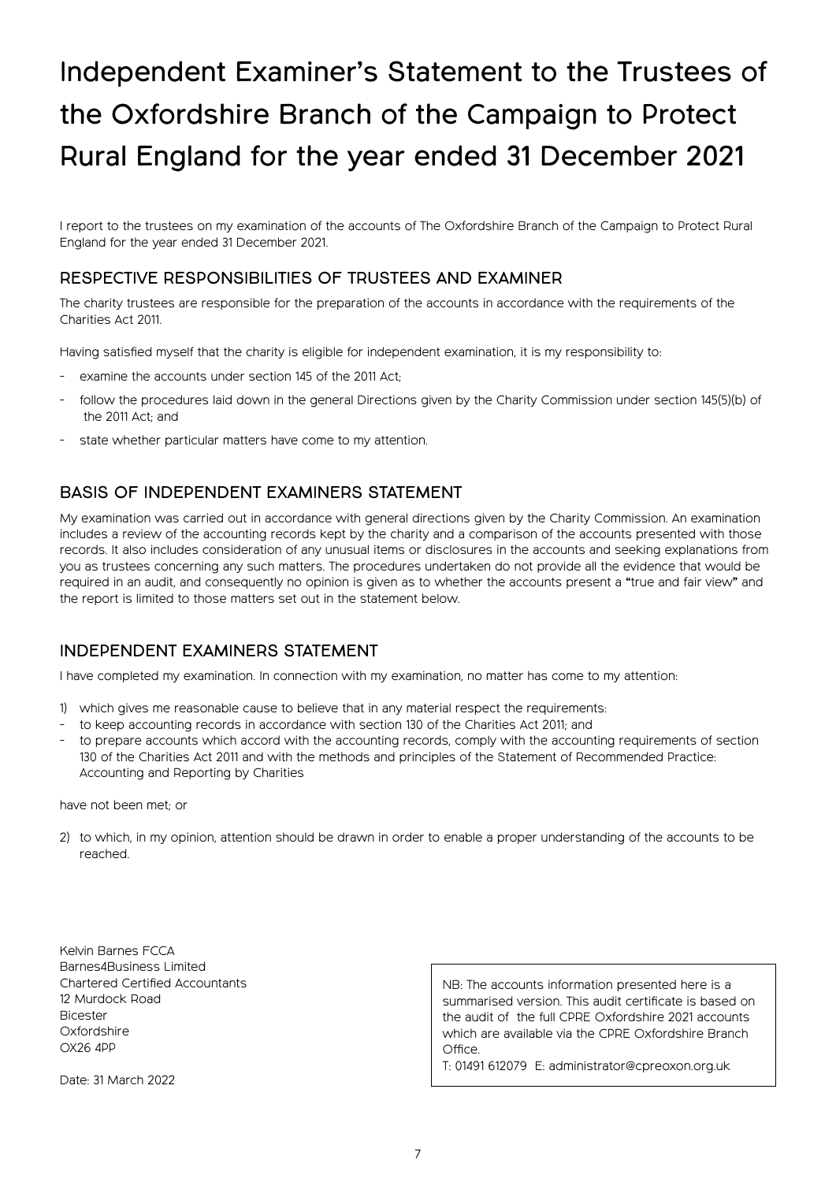# Independent Examiner's Statement to the Trustees of the Oxfordshire Branch of the Campaign to Protect Rural England for the year ended 31 December 2021

I report to the trustees on my examination of the accounts of The Oxfordshire Branch of the Campaign to Protect Rural England for the year ended 31 December 2021.

## RESPECTIVE RESPONSIBILITIES OF TRUSTEES AND EXAMINER

The charity trustees are responsible for the preparation of the accounts in accordance with the requirements of the Charities Act 2011.

Having satisfied myself that the charity is eligible for independent examination, it is my responsibility to:

- examine the accounts under section 145 of the 2011 Act;
- follow the procedures laid down in the general Directions given by the Charity Commission under section 145(5)(b) of the 2011 Act; and
- state whether particular matters have come to my attention.

## BASIS OF INDEPENDENT EXAMINERS STATEMENT

My examination was carried out in accordance with general directions given by the Charity Commission. An examination includes a review of the accounting records kept by the charity and a comparison of the accounts presented with those records. It also includes consideration of any unusual items or disclosures in the accounts and seeking explanations from you as trustees concerning any such matters. The procedures undertaken do not provide all the evidence that would be required in an audit, and consequently no opinion is given as to whether the accounts present a "true and fair view" and the report is limited to those matters set out in the statement below.

## INDEPENDENT EXAMINERS STATEMENT

I have completed my examination. In connection with my examination, no matter has come to my attention:

1) which gives me reasonable cause to believe that in any material respect the requirements:

- to keep accounting records in accordance with section 130 of the Charities Act 2011; and
- to prepare accounts which accord with the accounting records, comply with the accounting requirements of section 130 of the Charities Act 2011 and with the methods and principles of the Statement of Recommended Practice: Accounting and Reporting by Charities

have not been met; or

2) to which, in my opinion, attention should be drawn in order to enable a proper understanding of the accounts to be reached.

Kelvin Barnes FCCA
Barnes4Business Limited
Chartered Certified Accountants
12 Murdock Road
Bicester
Oxfordshire
OX26 4PP

Date: 31 March 2022

NB: The accounts information presented here is a summarised version. This audit certificate is based on the audit of the full CPRE Oxfordshire 2021 accounts which are available via the CPRE Oxfordshire Branch Office.
T: 01491 612079 E: administrator@cpreoxon.org.uk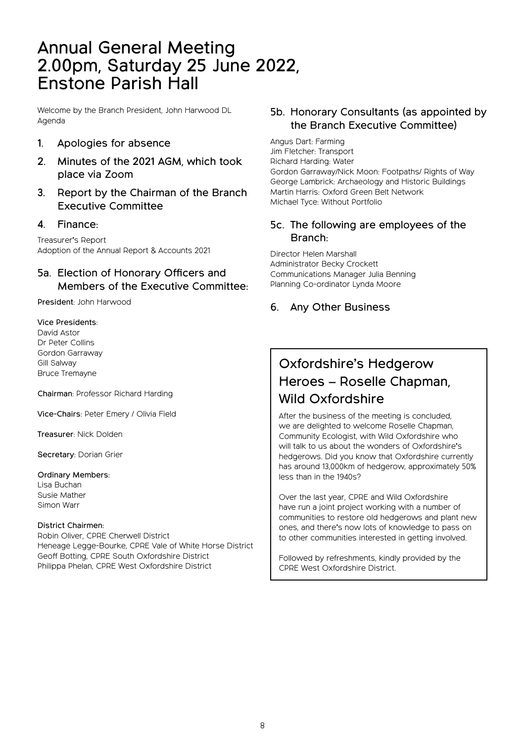# Annual General Meeting 2.00pm, Saturday 25 June 2022, Enstone Parish Hall

Welcome by the Branch President, John Harwood DL
Agenda

## 1. Apologies for absence

## 2. Minutes of the 2021 AGM, which took place via Zoom

## 3. Report by the Chairman of the Branch Executive Committee

## 4. Finance:

Treasurer's Report
Adoption of the Annual Report & Accounts 2021

## 5a. Election of Honorary Officers and Members of the Executive Committee:

**President**: John Harwood

**Vice Presidents**:
David Astor
Dr Peter Collins
Gordon Garraway
Gill Salway
Bruce Tremayne

**Chairman**: Professor Richard Harding

**Vice-Chairs**: Peter Emery / Olivia Field

**Treasurer**: Nick Dolden

**Secretary**: Dorian Grier

**Ordinary Members**:
Lisa Buchan
Susie Mather
Simon Warr

**District Chairmen**:
Robin Oliver, CPRE Cherwell District
Heneage Legge-Bourke, CPRE Vale of White Horse District
Geoff Botting, CPRE South Oxfordshire District
Philippa Phelan, CPRE West Oxfordshire District

## 5b. Honorary Consultants (as appointed by the Branch Executive Committee)

Angus Dart: Farming
Jim Fletcher: Transport
Richard Harding: Water
Gordon Garraway/Nick Moon: Footpaths/ Rights of Way
George Lambrick: Archaeology and Historic Buildings
Martin Harris: Oxford Green Belt Network
Michael Tyce: Without Portfolio

## 5c. The following are employees of the Branch:

Director Helen Marshall
Administrator Becky Crockett
Communications Manager Julia Benning
Planning Co-ordinator Lynda Moore

## 6. Any Other Business

## Oxfordshire's Hedgerow Heroes – Roselle Chapman, Wild Oxfordshire

After the business of the meeting is concluded, we are delighted to welcome Roselle Chapman, Community Ecologist, with Wild Oxfordshire who will talk to us about the wonders of Oxfordshire's hedgerows. Did you know that Oxfordshire currently has around 13,000km of hedgerow, approximately 50% less than in the 1940s?

Over the last year, CPRE and Wild Oxfordshire have run a joint project working with a number of communities to restore old hedgerows and plant new ones, and there's now lots of knowledge to pass on to other communities interested in getting involved.

Followed by refreshments, kindly provided by the CPRE West Oxfordshire District.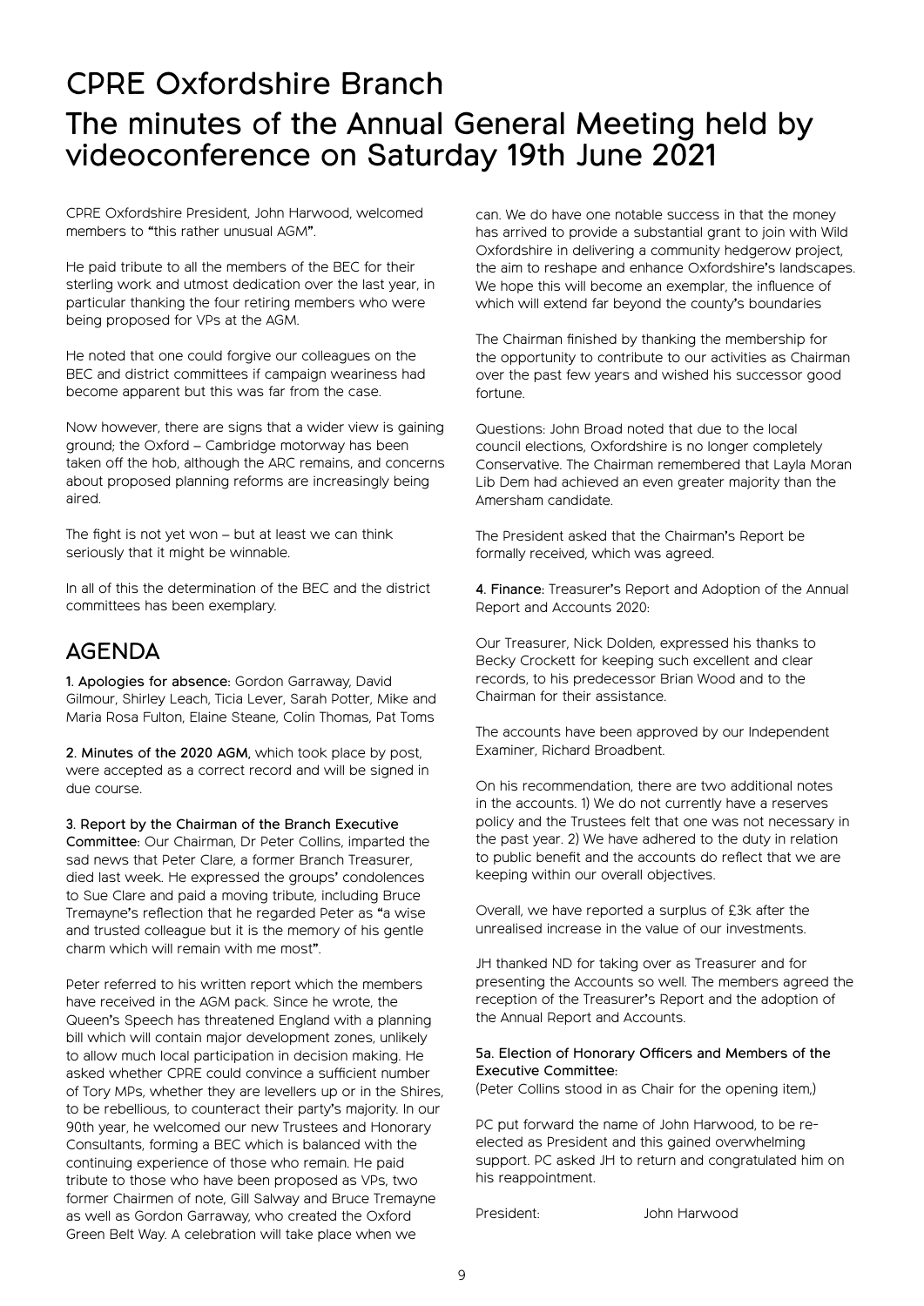# CPRE Oxfordshire Branch

## The minutes of the Annual General Meeting held by videoconference on Saturday 19th June 2021

CPRE Oxfordshire President, John Harwood, welcomed members to "this rather unusual AGM".

He paid tribute to all the members of the BEC for their sterling work and utmost dedication over the last year, in particular thanking the four retiring members who were being proposed for VPs at the AGM.

He noted that one could forgive our colleagues on the BEC and district committees if campaign weariness had become apparent but this was far from the case.

Now however, there are signs that a wider view is gaining ground; the Oxford – Cambridge motorway has been taken off the hob, although the ARC remains, and concerns about proposed planning reforms are increasingly being aired.

The fight is not yet won – but at least we can think seriously that it might be winnable.

In all of this the determination of the BEC and the district committees has been exemplary.

## AGENDA

**1. Apologies for absence:** Gordon Garraway, David Gilmour, Shirley Leach, Ticia Lever, Sarah Potter, Mike and Maria Rosa Fulton, Elaine Steane, Colin Thomas, Pat Toms

**2. Minutes of the 2020 AGM,** which took place by post, were accepted as a correct record and will be signed in due course.

**3. Report by the Chairman of the Branch Executive Committee:** Our Chairman, Dr Peter Collins, imparted the sad news that Peter Clare, a former Branch Treasurer, died last week. He expressed the groups' condolences to Sue Clare and paid a moving tribute, including Bruce Tremayne's reflection that he regarded Peter as "a wise and trusted colleague but it is the memory of his gentle charm which will remain with me most".

Peter referred to his written report which the members have received in the AGM pack. Since he wrote, the Queen's Speech has threatened England with a planning bill which will contain major development zones, unlikely to allow much local participation in decision making. He asked whether CPRE could convince a sufficient number of Tory MPs, whether they are levellers up or in the Shires, to be rebellious, to counteract their party's majority. In our 90th year, he welcomed our new Trustees and Honorary Consultants, forming a BEC which is balanced with the continuing experience of those who remain. He paid tribute to those who have been proposed as VPs, two former Chairmen of note, Gill Salway and Bruce Tremayne as well as Gordon Garraway, who created the Oxford Green Belt Way. A celebration will take place when we can. We do have one notable success in that the money has arrived to provide a substantial grant to join with Wild Oxfordshire in delivering a community hedgerow project, the aim to reshape and enhance Oxfordshire's landscapes. We hope this will become an exemplar, the influence of which will extend far beyond the county's boundaries

The Chairman finished by thanking the membership for the opportunity to contribute to our activities as Chairman over the past few years and wished his successor good fortune.

Questions: John Broad noted that due to the local council elections, Oxfordshire is no longer completely Conservative. The Chairman remembered that Layla Moran Lib Dem had achieved an even greater majority than the Amersham candidate.

The President asked that the Chairman's Report be formally received, which was agreed.

**4. Finance:** Treasurer's Report and Adoption of the Annual Report and Accounts 2020:

Our Treasurer, Nick Dolden, expressed his thanks to Becky Crockett for keeping such excellent and clear records, to his predecessor Brian Wood and to the Chairman for their assistance.

The accounts have been approved by our Independent Examiner, Richard Broadbent.

On his recommendation, there are two additional notes in the accounts. 1) We do not currently have a reserves policy and the Trustees felt that one was not necessary in the past year. 2) We have adhered to the duty in relation to public benefit and the accounts do reflect that we are keeping within our overall objectives.

Overall, we have reported a surplus of £3k after the unrealised increase in the value of our investments.

JH thanked ND for taking over as Treasurer and for presenting the Accounts so well. The members agreed the reception of the Treasurer's Report and the adoption of the Annual Report and Accounts.

**5a. Election of Honorary Officers and Members of the Executive Committee:**
(Peter Collins stood in as Chair for the opening item,)

PC put forward the name of John Harwood, to be re-elected as President and this gained overwhelming support. PC asked JH to return and congratulated him on his reappointment.

President: John Harwood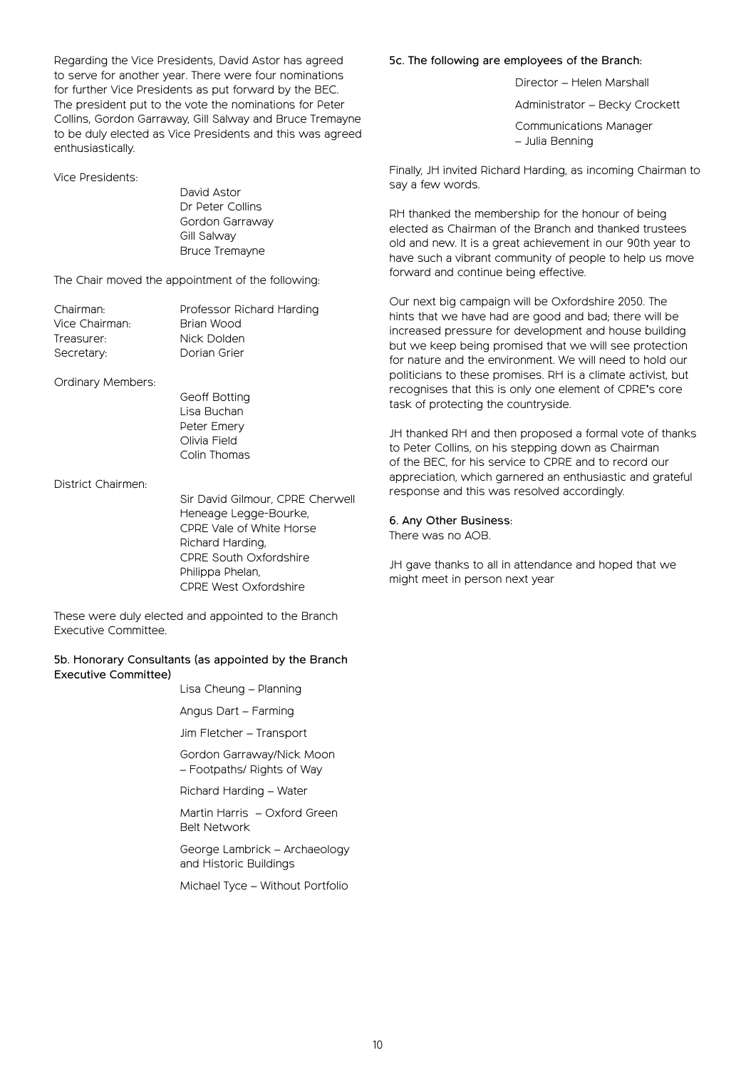Regarding the Vice Presidents, David Astor has agreed to serve for another year. There were four nominations for further Vice Presidents as put forward by the BEC. The president put to the vote the nominations for Peter Collins, Gordon Garraway, Gill Salway and Bruce Tremayne to be duly elected as Vice Presidents and this was agreed enthusiastically.

Vice Presidents:

David Astor
Dr Peter Collins
Gordon Garraway
Gill Salway
Bruce Tremayne

The Chair moved the appointment of the following:

| | |
|---|---|
| Chairman: | Professor Richard Harding |
| Vice Chairman: | Brian Wood |
| Treasurer: | Nick Dolden |
| Secretary: | Dorian Grier |

Ordinary Members:

Geoff Botting
Lisa Buchan
Peter Emery
Olivia Field
Colin Thomas

District Chairmen:

Sir David Gilmour, CPRE Cherwell
Heneage Legge-Bourke, CPRE Vale of White Horse
Richard Harding, CPRE South Oxfordshire
Philippa Phelan, CPRE West Oxfordshire

These were duly elected and appointed to the Branch Executive Committee.

**5b. Honorary Consultants (as appointed by the Branch Executive Committee)**

Lisa Cheung – Planning

Angus Dart – Farming

Jim Fletcher – Transport

Gordon Garraway/Nick Moon – Footpaths/ Rights of Way

Richard Harding – Water

Martin Harris – Oxford Green Belt Network

George Lambrick – Archaeology and Historic Buildings

Michael Tyce – Without Portfolio

**5c. The following are employees of the Branch:**

Director – Helen Marshall

Administrator – Becky Crockett

Communications Manager – Julia Benning

Finally, JH invited Richard Harding, as incoming Chairman to say a few words.

RH thanked the membership for the honour of being elected as Chairman of the Branch and thanked trustees old and new. It is a great achievement in our 90th year to have such a vibrant community of people to help us move forward and continue being effective.

Our next big campaign will be Oxfordshire 2050. The hints that we have had are good and bad; there will be increased pressure for development and house building but we keep being promised that we will see protection for nature and the environment. We will need to hold our politicians to these promises. RH is a climate activist, but recognises that this is only one element of CPRE's core task of protecting the countryside.

JH thanked RH and then proposed a formal vote of thanks to Peter Collins, on his stepping down as Chairman of the BEC, for his service to CPRE and to record our appreciation, which garnered an enthusiastic and grateful response and this was resolved accordingly.

**6. Any Other Business:**
There was no AOB.

JH gave thanks to all in attendance and hoped that we might meet in person next year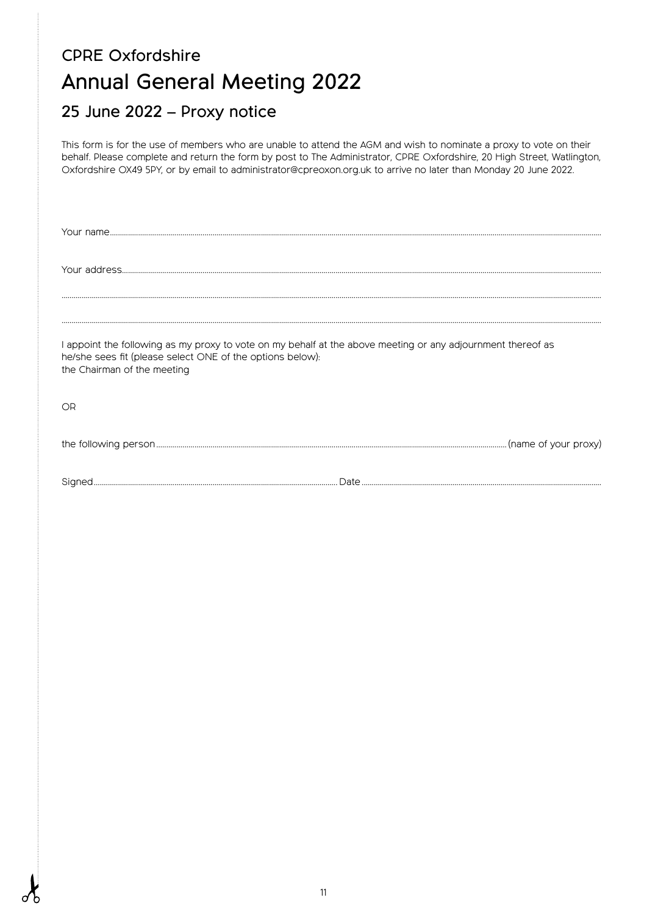## CPRE Oxfordshire

# Annual General Meeting 2022

## 25 June 2022 – Proxy notice

This form is for the use of members who are unable to attend the AGM and wish to nominate a proxy to vote on their behalf. Please complete and return the form by post to The Administrator, CPRE Oxfordshire, 20 High Street, Watlington, Oxfordshire OX49 5PY, or by email to administrator@cpreoxon.org.uk to arrive no later than Monday 20 June 2022.

Your name.....................................................................................................................................................................................

Your address..................................................................................................................................................................................

.......................................................................................................................................................................................................

.......................................................................................................................................................................................................

I appoint the following as my proxy to vote on my behalf at the above meeting or any adjournment thereof as he/she sees fit (please select ONE of the options below):
the Chairman of the meeting

OR

the following person..........................................................................................................................(name of your proxy)

Signed..........................................................................................Date...........................................................................................